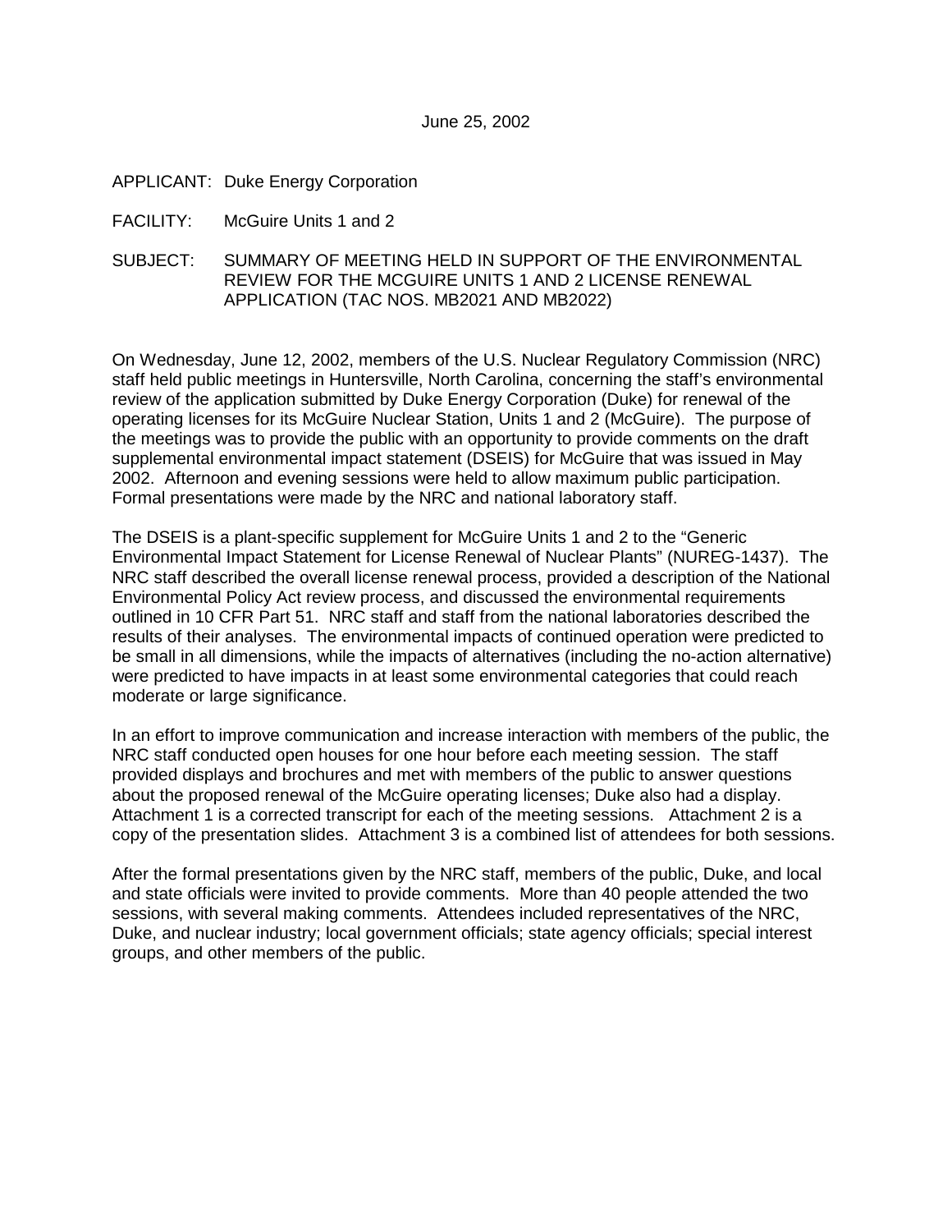June 25, 2002

APPLICANT: Duke Energy Corporation

FACILITY: McGuire Units 1 and 2

SUBJECT: SUMMARY OF MEETING HELD IN SUPPORT OF THE ENVIRONMENTAL REVIEW FOR THE MCGUIRE UNITS 1 AND 2 LICENSE RENEWAL APPLICATION (TAC NOS. MB2021 AND MB2022)

On Wednesday, June 12, 2002, members of the U.S. Nuclear Regulatory Commission (NRC) staff held public meetings in Huntersville, North Carolina, concerning the staff's environmental review of the application submitted by Duke Energy Corporation (Duke) for renewal of the operating licenses for its McGuire Nuclear Station, Units 1 and 2 (McGuire). The purpose of the meetings was to provide the public with an opportunity to provide comments on the draft supplemental environmental impact statement (DSEIS) for McGuire that was issued in May 2002. Afternoon and evening sessions were held to allow maximum public participation. Formal presentations were made by the NRC and national laboratory staff.

The DSEIS is a plant-specific supplement for McGuire Units 1 and 2 to the "Generic Environmental Impact Statement for License Renewal of Nuclear Plants" (NUREG-1437). The NRC staff described the overall license renewal process, provided a description of the National Environmental Policy Act review process, and discussed the environmental requirements outlined in 10 CFR Part 51. NRC staff and staff from the national laboratories described the results of their analyses. The environmental impacts of continued operation were predicted to be small in all dimensions, while the impacts of alternatives (including the no-action alternative) were predicted to have impacts in at least some environmental categories that could reach moderate or large significance.

In an effort to improve communication and increase interaction with members of the public, the NRC staff conducted open houses for one hour before each meeting session. The staff provided displays and brochures and met with members of the public to answer questions about the proposed renewal of the McGuire operating licenses; Duke also had a display. Attachment 1 is a corrected transcript for each of the meeting sessions. Attachment 2 is a copy of the presentation slides. Attachment 3 is a combined list of attendees for both sessions.

After the formal presentations given by the NRC staff, members of the public, Duke, and local and state officials were invited to provide comments. More than 40 people attended the two sessions, with several making comments. Attendees included representatives of the NRC, Duke, and nuclear industry; local government officials; state agency officials; special interest groups, and other members of the public.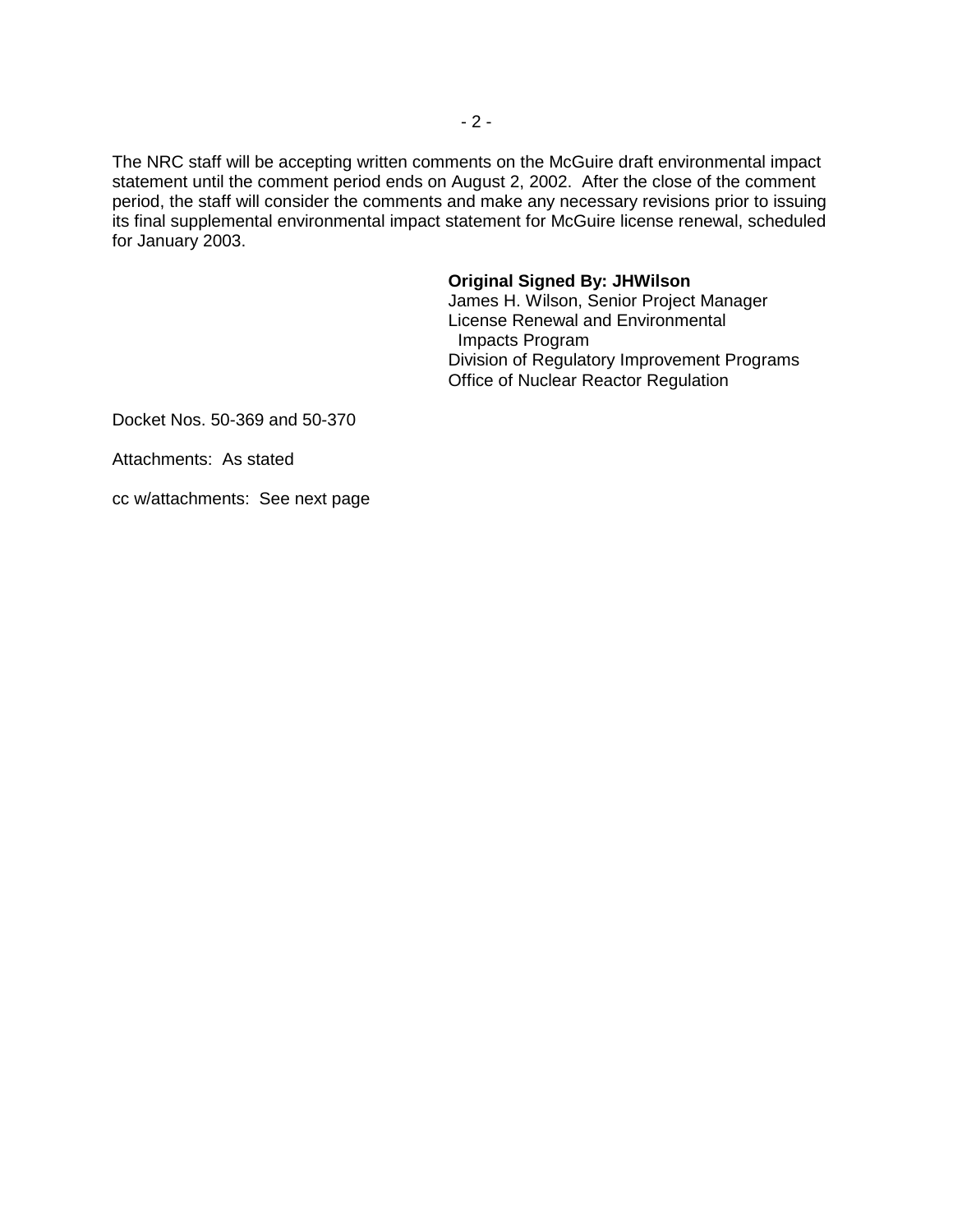The NRC staff will be accepting written comments on the McGuire draft environmental impact statement until the comment period ends on August 2, 2002. After the close of the comment period, the staff will consider the comments and make any necessary revisions prior to issuing its final supplemental environmental impact statement for McGuire license renewal, scheduled for January 2003.

**Original Signed By: JHWilson**
James H. Wilson, Senior Project Manager
License Renewal and Environmental
Impacts Program
Division of Regulatory Improvement Programs
Office of Nuclear Reactor Regulation

Docket Nos. 50-369 and 50-370

Attachments: As stated

cc w/attachments: See next page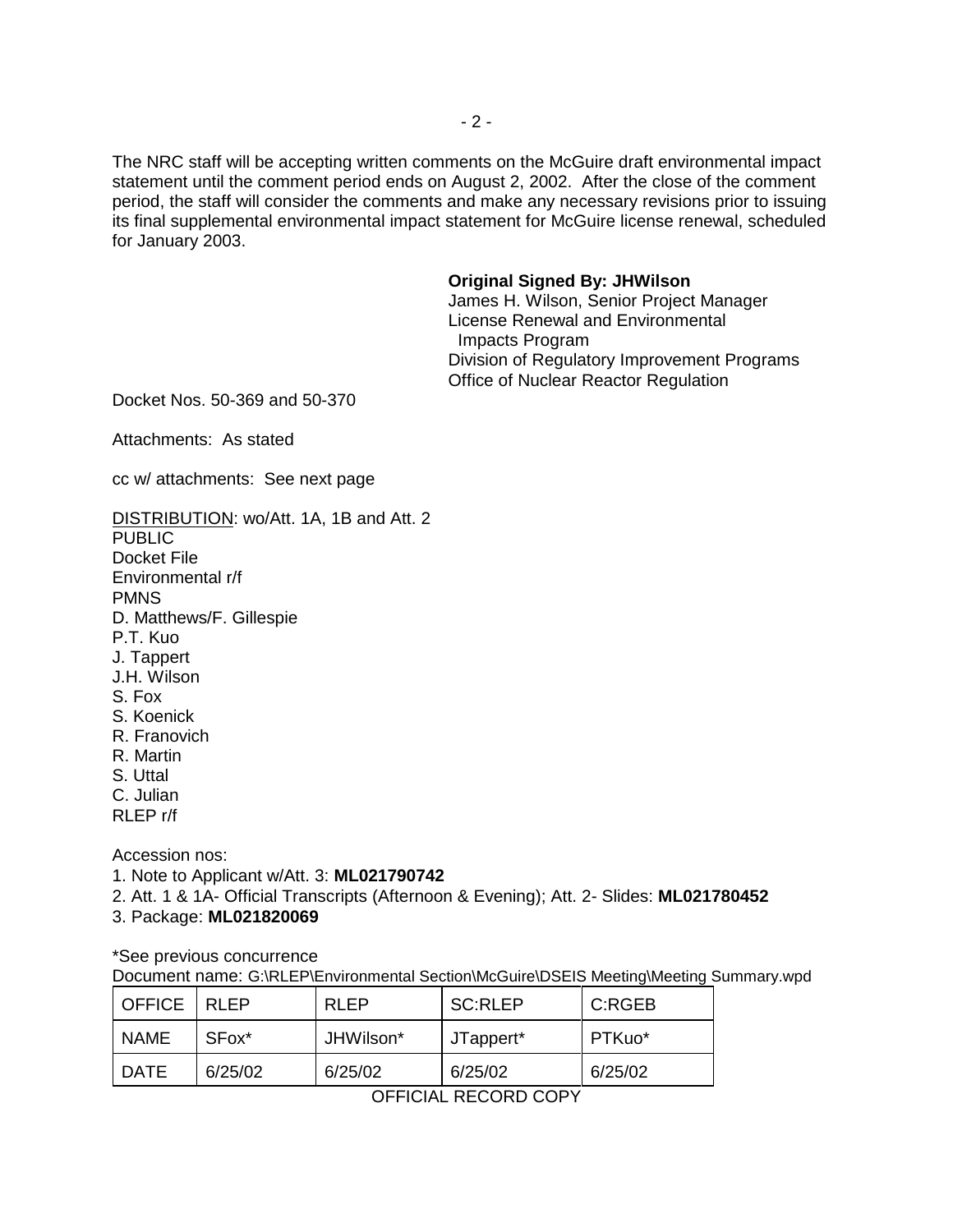The NRC staff will be accepting written comments on the McGuire draft environmental impact statement until the comment period ends on August 2, 2002. After the close of the comment period, the staff will consider the comments and make any necessary revisions prior to issuing its final supplemental environmental impact statement for McGuire license renewal, scheduled for January 2003.

**Original Signed By: JHWilson**
James H. Wilson, Senior Project Manager
License Renewal and Environmental
Impacts Program
Division of Regulatory Improvement Programs
Office of Nuclear Reactor Regulation

Docket Nos. 50-369 and 50-370

Attachments: As stated

cc w/ attachments: See next page

DISTRIBUTION: wo/Att. 1A, 1B and Att. 2
PUBLIC
Docket File
Environmental r/f
PMNS
D. Matthews/F. Gillespie
P.T. Kuo
J. Tappert
J.H. Wilson
S. Fox
S. Koenick
R. Franovich
R. Martin
S. Uttal
C. Julian
RLEP r/f

Accession nos:
1. Note to Applicant w/Att. 3: **ML021790742**
2. Att. 1 & 1A- Official Transcripts (Afternoon & Evening); Att. 2- Slides: **ML021780452**
3. Package: **ML021820069**

*See previous concurrence
Document name: G:\RLEP\Environmental Section\McGuire\DSEIS Meeting\Meeting Summary.wpd

| OFFICE | RLEP | RLEP | SC:RLEP | C:RGEB |
|---|---|---|---|---|
| NAME | SFox* | JHWilson* | JTappert* | PTKuo* |
| DATE | 6/25/02 | 6/25/02 | 6/25/02 | 6/25/02 |

OFFICIAL RECORD COPY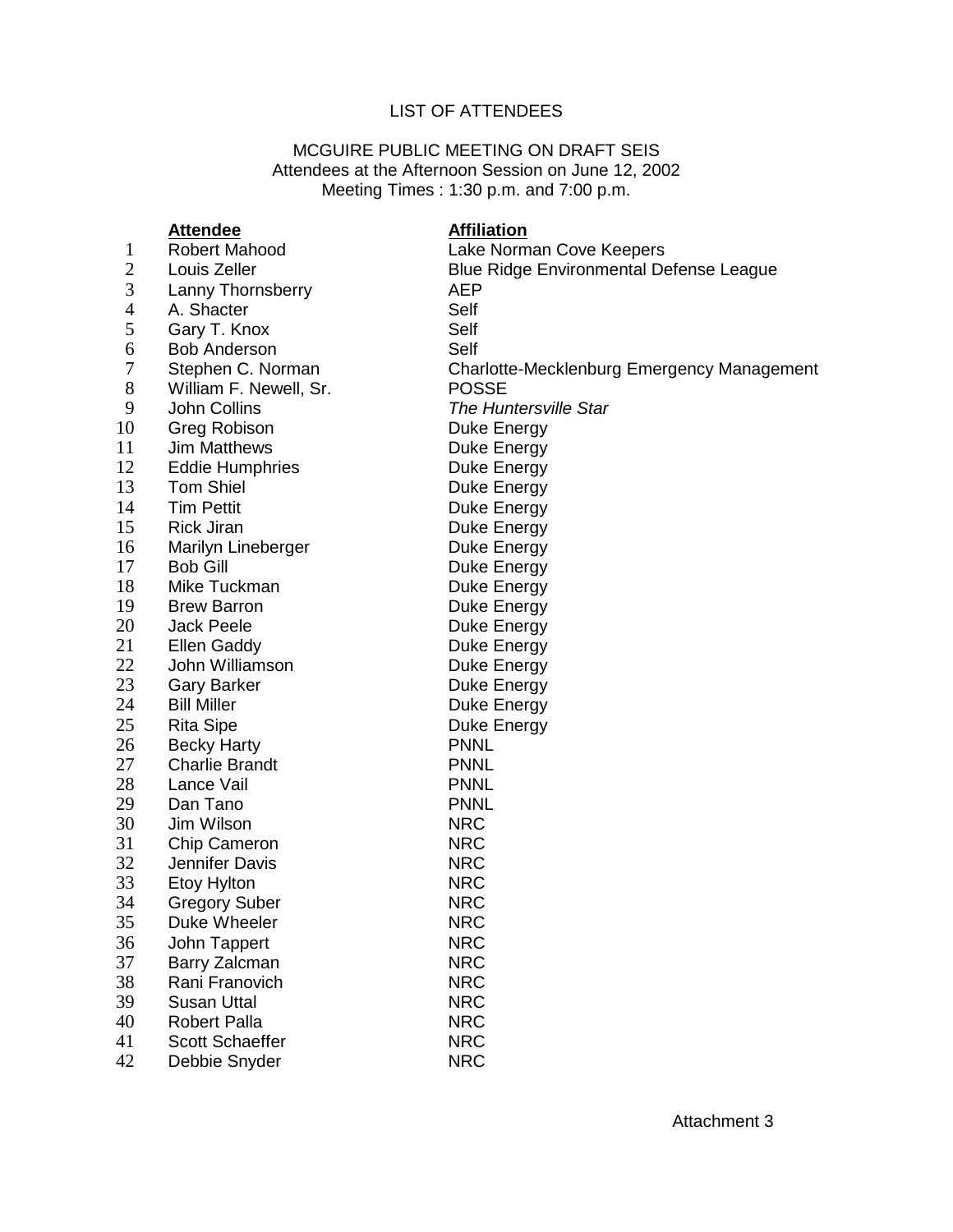LIST OF ATTENDEES

MCGUIRE PUBLIC MEETING ON DRAFT SEIS
Attendees at the Afternoon Session on June 12, 2002
Meeting Times : 1:30 p.m. and 7:00 p.m.

| | **Attendee** | **Affiliation** |
|---|---|---|
| 1 | Robert Mahood | Lake Norman Cove Keepers |
| 2 | Louis Zeller | Blue Ridge Environmental Defense League |
| 3 | Lanny Thornsberry | AEP |
| 4 | A. Shacter | Self |
| 5 | Gary T. Knox | Self |
| 6 | Bob Anderson | Self |
| 7 | Stephen C. Norman | Charlotte-Mecklenburg Emergency Management |
| 8 | William F. Newell, Sr. | POSSE |
| 9 | John Collins | *The Huntersville Star* |
| 10 | Greg Robison | Duke Energy |
| 11 | Jim Matthews | Duke Energy |
| 12 | Eddie Humphries | Duke Energy |
| 13 | Tom Shiel | Duke Energy |
| 14 | Tim Pettit | Duke Energy |
| 15 | Rick Jiran | Duke Energy |
| 16 | Marilyn Lineberger | Duke Energy |
| 17 | Bob Gill | Duke Energy |
| 18 | Mike Tuckman | Duke Energy |
| 19 | Brew Barron | Duke Energy |
| 20 | Jack Peele | Duke Energy |
| 21 | Ellen Gaddy | Duke Energy |
| 22 | John Williamson | Duke Energy |
| 23 | Gary Barker | Duke Energy |
| 24 | Bill Miller | Duke Energy |
| 25 | Rita Sipe | Duke Energy |
| 26 | Becky Harty | PNNL |
| 27 | Charlie Brandt | PNNL |
| 28 | Lance Vail | PNNL |
| 29 | Dan Tano | PNNL |
| 30 | Jim Wilson | NRC |
| 31 | Chip Cameron | NRC |
| 32 | Jennifer Davis | NRC |
| 33 | Etoy Hylton | NRC |
| 34 | Gregory Suber | NRC |
| 35 | Duke Wheeler | NRC |
| 36 | John Tappert | NRC |
| 37 | Barry Zalcman | NRC |
| 38 | Rani Franovich | NRC |
| 39 | Susan Uttal | NRC |
| 40 | Robert Palla | NRC |
| 41 | Scott Schaeffer | NRC |
| 42 | Debbie Snyder | NRC |

Attachment 3